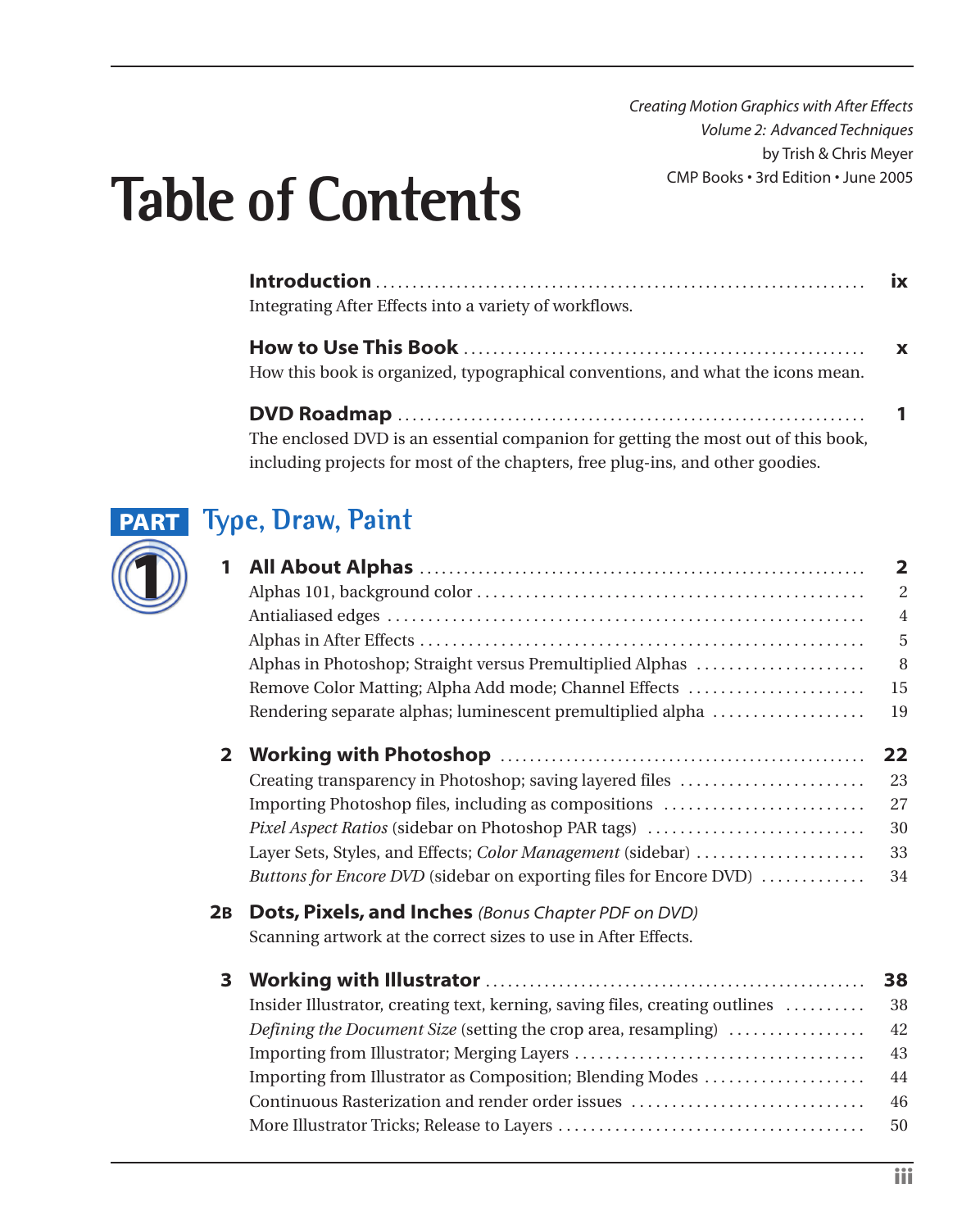*Creating Motion Graphics with After Effects*
*Volume 2: Advanced Techniques*
by Trish & Chris Meyer
CMP Books • 3rd Edition • June 2005

# Table of Contents

**Introduction** ........ **ix**
Integrating After Effects into a variety of workflows.

**How to Use This Book** ........ **x**
How this book is organized, typographical conventions, and what the icons mean.

**DVD Roadmap** ........ **1**
The enclosed DVD is an essential companion for getting the most out of this book, including projects for most of the chapters, free plug-ins, and other goodies.

## PART 1 Type, Draw, Paint

**1 All About Alphas** ........ **2**
Alphas 101, background color ........ 2
Antialiased edges ........ 4
Alphas in After Effects ........ 5
Alphas in Photoshop; Straight versus Premultiplied Alphas ........ 8
Remove Color Matting; Alpha Add mode; Channel Effects ........ 15
Rendering separate alphas; luminescent premultiplied alpha ........ 19

**2 Working with Photoshop** ........ **22**
Creating transparency in Photoshop; saving layered files ........ 23
Importing Photoshop files, including as compositions ........ 27
*Pixel Aspect Ratios* (sidebar on Photoshop PAR tags) ........ 30
Layer Sets, Styles, and Effects; *Color Management* (sidebar) ........ 33
*Buttons for Encore DVD* (sidebar on exporting files for Encore DVD) ........ 34

**2B Dots, Pixels, and Inches** *(Bonus Chapter PDF on DVD)*
Scanning artwork at the correct sizes to use in After Effects.

**3 Working with Illustrator** ........ **38**
Insider Illustrator, creating text, kerning, saving files, creating outlines ........ 38
*Defining the Document Size* (setting the crop area, resampling) ........ 42
Importing from Illustrator; Merging Layers ........ 43
Importing from Illustrator as Composition; Blending Modes ........ 44
Continuous Rasterization and render order issues ........ 46
More Illustrator Tricks; Release to Layers ........ 50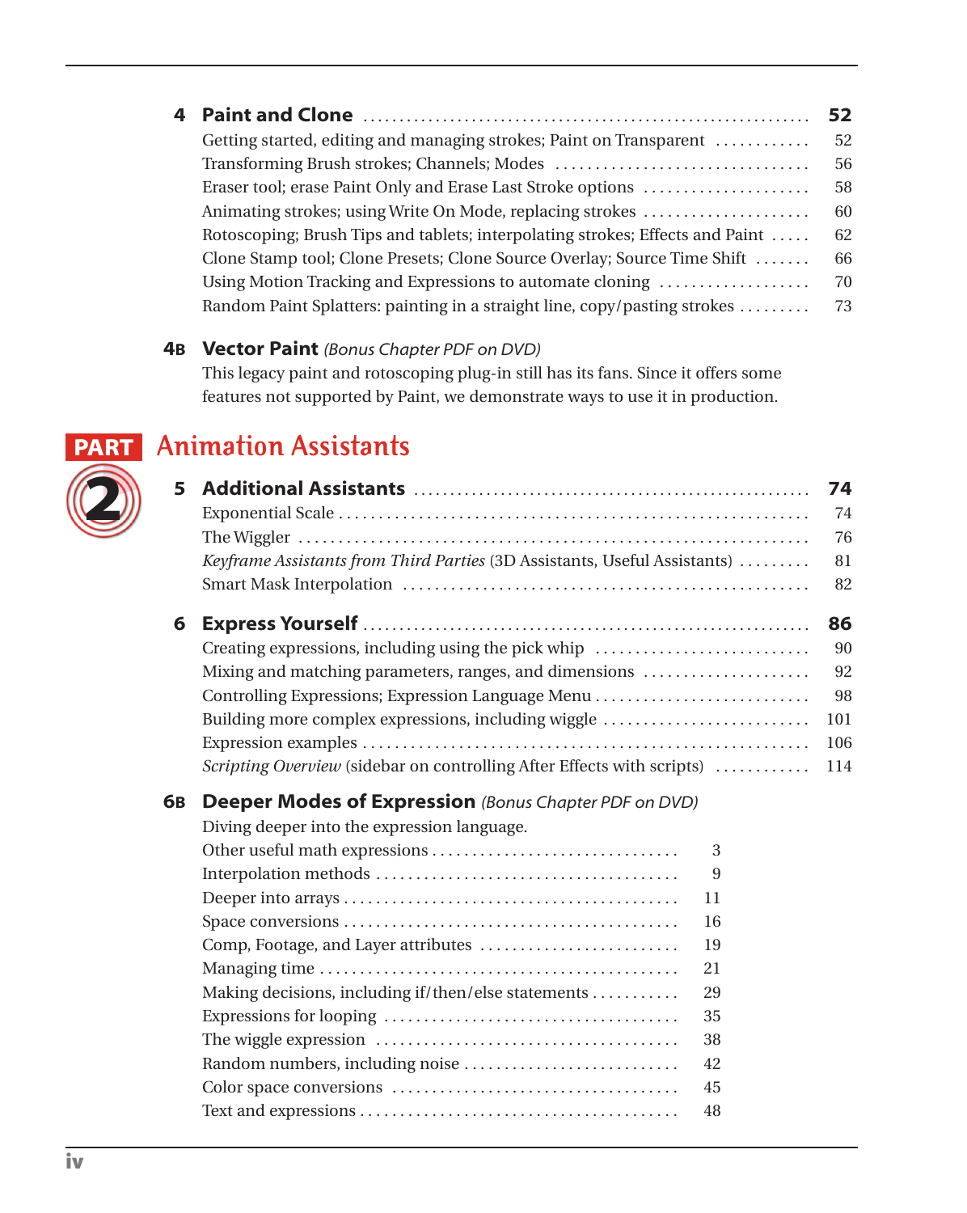## 4 Paint and Clone — 52

- Getting started, editing and managing strokes; Paint on Transparent — 52
- Transforming Brush strokes; Channels; Modes — 56
- Eraser tool; erase Paint Only and Erase Last Stroke options — 58
- Animating strokes; using Write On Mode, replacing strokes — 60
- Rotoscoping; Brush Tips and tablets; interpolating strokes; Effects and Paint — 62
- Clone Stamp tool; Clone Presets; Clone Source Overlay; Source Time Shift — 66
- Using Motion Tracking and Expressions to automate cloning — 70
- Random Paint Splatters: painting in a straight line, copy/pasting strokes — 73

## 4B Vector Paint *(Bonus Chapter PDF on DVD)*

This legacy paint and rotoscoping plug-in still has its fans. Since it offers some features not supported by Paint, we demonstrate ways to use it in production.

# PART 2 Animation Assistants

## 5 Additional Assistants — 74

- Exponential Scale — 74
- The Wiggler — 76
- *Keyframe Assistants from Third Parties* (3D Assistants, Useful Assistants) — 81
- Smart Mask Interpolation — 82

## 6 Express Yourself — 86

- Creating expressions, including using the pick whip — 90
- Mixing and matching parameters, ranges, and dimensions — 92
- Controlling Expressions; Expression Language Menu — 98
- Building more complex expressions, including wiggle — 101
- Expression examples — 106
- *Scripting Overview* (sidebar on controlling After Effects with scripts) — 114

## 6B Deeper Modes of Expression *(Bonus Chapter PDF on DVD)*

Diving deeper into the expression language.

- Other useful math expressions — 3
- Interpolation methods — 9
- Deeper into arrays — 11
- Space conversions — 16
- Comp, Footage, and Layer attributes — 19
- Managing time — 21
- Making decisions, including if/then/else statements — 29
- Expressions for looping — 35
- The wiggle expression — 38
- Random numbers, including noise — 42
- Color space conversions — 45
- Text and expressions — 48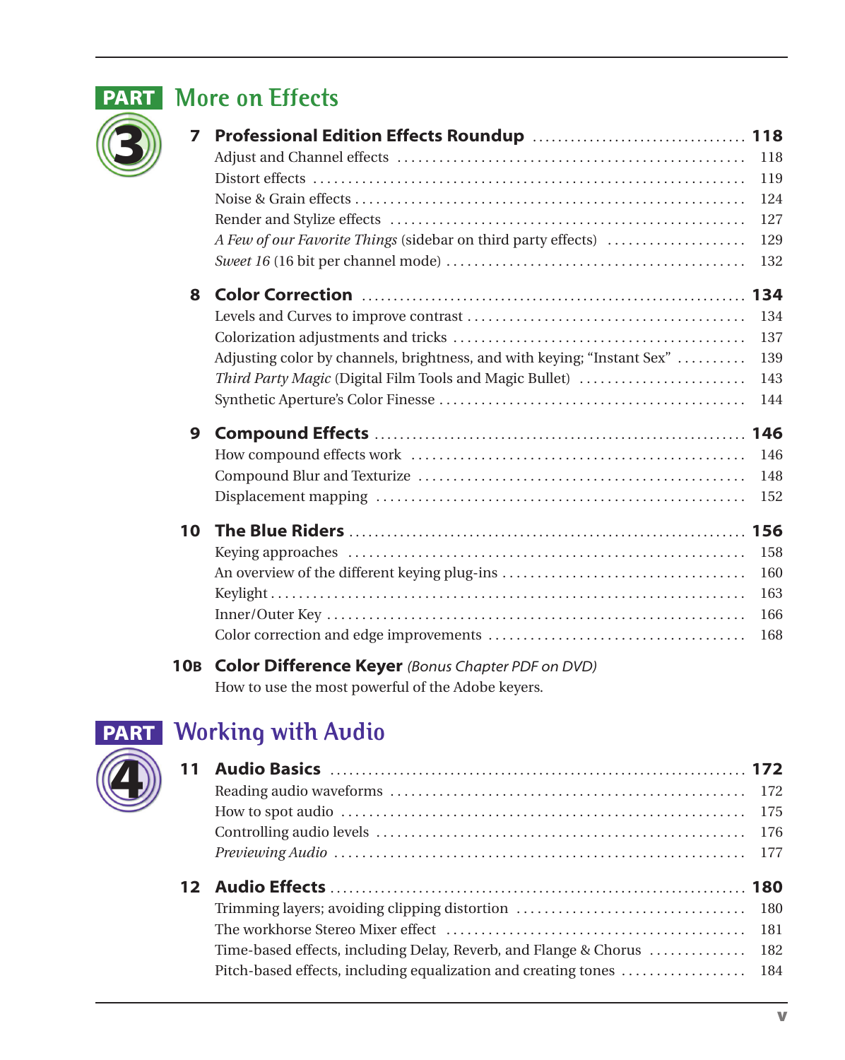## PART 3 More on Effects

**7 Professional Edition Effects Roundup** ..... **118**

Adjust and Channel effects ..... 118
Distort effects ..... 119
Noise & Grain effects ..... 124
Render and Stylize effects ..... 127
*A Few of our Favorite Things* (sidebar on third party effects) ..... 129
*Sweet 16* (16 bit per channel mode) ..... 132

**8 Color Correction** ..... **134**

Levels and Curves to improve contrast ..... 134
Colorization adjustments and tricks ..... 137
Adjusting color by channels, brightness, and with keying; "Instant Sex" ..... 139
*Third Party Magic* (Digital Film Tools and Magic Bullet) ..... 143
Synthetic Aperture's Color Finesse ..... 144

**9 Compound Effects** ..... **146**

How compound effects work ..... 146
Compound Blur and Texturize ..... 148
Displacement mapping ..... 152

**10 The Blue Riders** ..... **156**

Keying approaches ..... 158
An overview of the different keying plug-ins ..... 160
Keylight ..... 163
Inner/Outer Key ..... 166
Color correction and edge improvements ..... 168

**10B Color Difference Keyer** *(Bonus Chapter PDF on DVD)*

How to use the most powerful of the Adobe keyers.

## PART 4 Working with Audio

**11 Audio Basics** ..... **172**

Reading audio waveforms ..... 172
How to spot audio ..... 175
Controlling audio levels ..... 176
*Previewing Audio* ..... 177

**12 Audio Effects** ..... **180**

Trimming layers; avoiding clipping distortion ..... 180
The workhorse Stereo Mixer effect ..... 181
Time-based effects, including Delay, Reverb, and Flange & Chorus ..... 182
Pitch-based effects, including equalization and creating tones ..... 184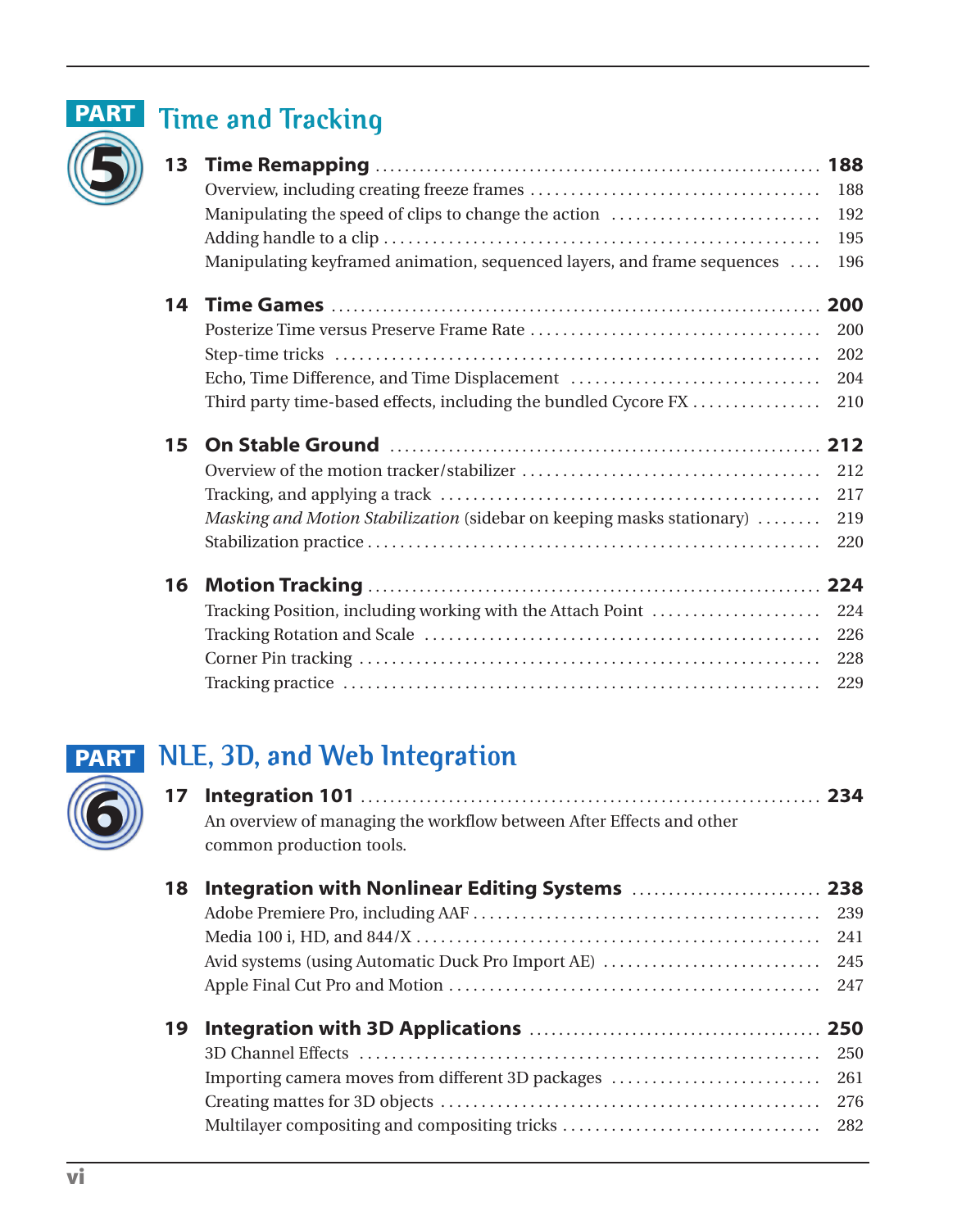# PART 5 Time and Tracking

## 13 Time Remapping ... 188

- Overview, including creating freeze frames ... 188
- Manipulating the speed of clips to change the action ... 192
- Adding handle to a clip ... 195
- Manipulating keyframed animation, sequenced layers, and frame sequences ... 196

## 14 Time Games ... 200

- Posterize Time versus Preserve Frame Rate ... 200
- Step-time tricks ... 202
- Echo, Time Difference, and Time Displacement ... 204
- Third party time-based effects, including the bundled Cycore FX ... 210

## 15 On Stable Ground ... 212

- Overview of the motion tracker/stabilizer ... 212
- Tracking, and applying a track ... 217
- *Masking and Motion Stabilization* (sidebar on keeping masks stationary) ... 219
- Stabilization practice ... 220

## 16 Motion Tracking ... 224

- Tracking Position, including working with the Attach Point ... 224
- Tracking Rotation and Scale ... 226
- Corner Pin tracking ... 228
- Tracking practice ... 229

# PART 6 NLE, 3D, and Web Integration

## 17 Integration 101 ... 234

An overview of managing the workflow between After Effects and other common production tools.

## 18 Integration with Nonlinear Editing Systems ... 238

- Adobe Premiere Pro, including AAF ... 239
- Media 100 i, HD, and 844/X ... 241
- Avid systems (using Automatic Duck Pro Import AE) ... 245
- Apple Final Cut Pro and Motion ... 247

## 19 Integration with 3D Applications ... 250

- 3D Channel Effects ... 250
- Importing camera moves from different 3D packages ... 261
- Creating mattes for 3D objects ... 276
- Multilayer compositing and compositing tricks ... 282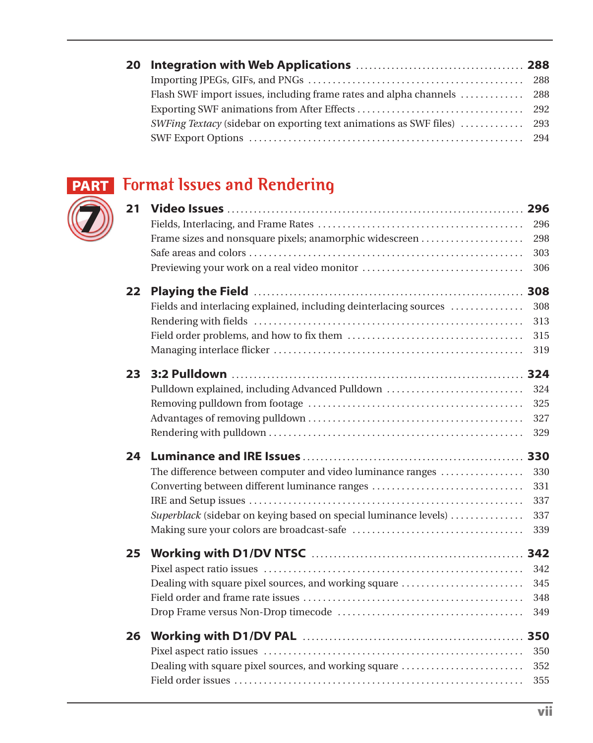## 20 Integration with Web Applications ........ 288

Importing JPEGs, GIFs, and PNGs ........ 288
Flash SWF import issues, including frame rates and alpha channels ........ 288
Exporting SWF animations from After Effects ........ 292
*SWFing Textacy* (sidebar on exporting text animations as SWF files) ........ 293
SWF Export Options ........ 294

# PART 7 Format Issues and Rendering

## 21 Video Issues ........ 296

Fields, Interlacing, and Frame Rates ........ 296
Frame sizes and nonsquare pixels; anamorphic widescreen ........ 298
Safe areas and colors ........ 303
Previewing your work on a real video monitor ........ 306

## 22 Playing the Field ........ 308

Fields and interlacing explained, including deinterlacing sources ........ 308
Rendering with fields ........ 313
Field order problems, and how to fix them ........ 315
Managing interlace flicker ........ 319

## 23 3:2 Pulldown ........ 324

Pulldown explained, including Advanced Pulldown ........ 324
Removing pulldown from footage ........ 325
Advantages of removing pulldown ........ 327
Rendering with pulldown ........ 329

## 24 Luminance and IRE Issues ........ 330

The difference between computer and video luminance ranges ........ 330
Converting between different luminance ranges ........ 331
IRE and Setup issues ........ 337
*Superblack* (sidebar on keying based on special luminance levels) ........ 337
Making sure your colors are broadcast-safe ........ 339

## 25 Working with D1/DV NTSC ........ 342

Pixel aspect ratio issues ........ 342
Dealing with square pixel sources, and working square ........ 345
Field order and frame rate issues ........ 348
Drop Frame versus Non-Drop timecode ........ 349

## 26 Working with D1/DV PAL ........ 350

Pixel aspect ratio issues ........ 350
Dealing with square pixel sources, and working square ........ 352
Field order issues ........ 355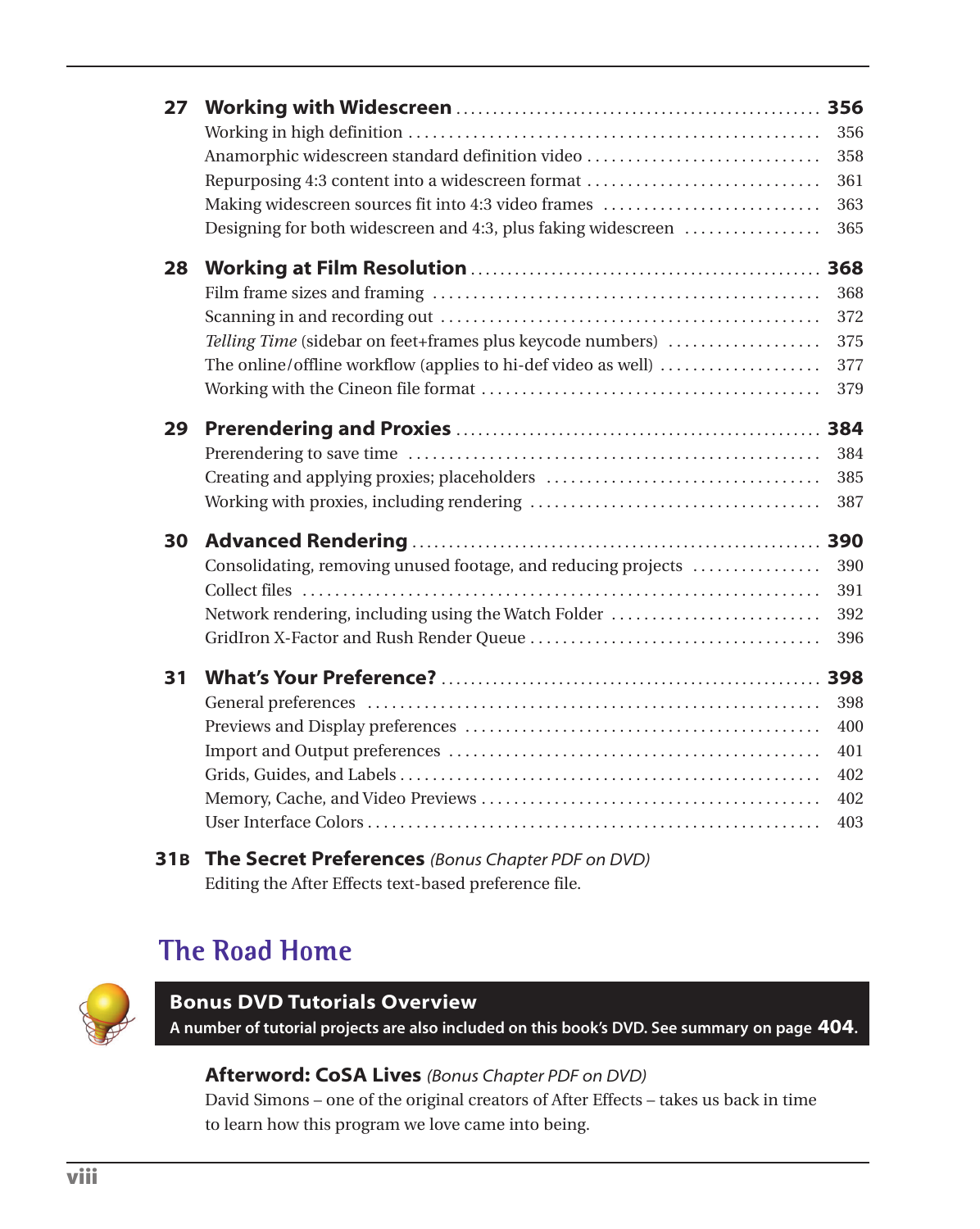**27 Working with Widescreen** ... **356**

- Working in high definition ... 356
- Anamorphic widescreen standard definition video ... 358
- Repurposing 4:3 content into a widescreen format ... 361
- Making widescreen sources fit into 4:3 video frames ... 363
- Designing for both widescreen and 4:3, plus faking widescreen ... 365

**28 Working at Film Resolution** ... **368**

- Film frame sizes and framing ... 368
- Scanning in and recording out ... 372
- *Telling Time* (sidebar on feet+frames plus keycode numbers) ... 375
- The online/offline workflow (applies to hi-def video as well) ... 377
- Working with the Cineon file format ... 379

**29 Prerendering and Proxies** ... **384**

- Prerendering to save time ... 384
- Creating and applying proxies; placeholders ... 385
- Working with proxies, including rendering ... 387

**30 Advanced Rendering** ... **390**

- Consolidating, removing unused footage, and reducing projects ... 390
- Collect files ... 391
- Network rendering, including using the Watch Folder ... 392
- GridIron X-Factor and Rush Render Queue ... 396

**31 What's Your Preference?** ... **398**

- General preferences ... 398
- Previews and Display preferences ... 400
- Import and Output preferences ... 401
- Grids, Guides, and Labels ... 402
- Memory, Cache, and Video Previews ... 402
- User Interface Colors ... 403

**31B The Secret Preferences** *(Bonus Chapter PDF on DVD)*

Editing the After Effects text-based preference file.

## The Road Home

**Bonus DVD Tutorials Overview**

**A number of tutorial projects are also included on this book's DVD. See summary on page 404.**

**Afterword: CoSA Lives** *(Bonus Chapter PDF on DVD)*

David Simons – one of the original creators of After Effects – takes us back in time to learn how this program we love came into being.